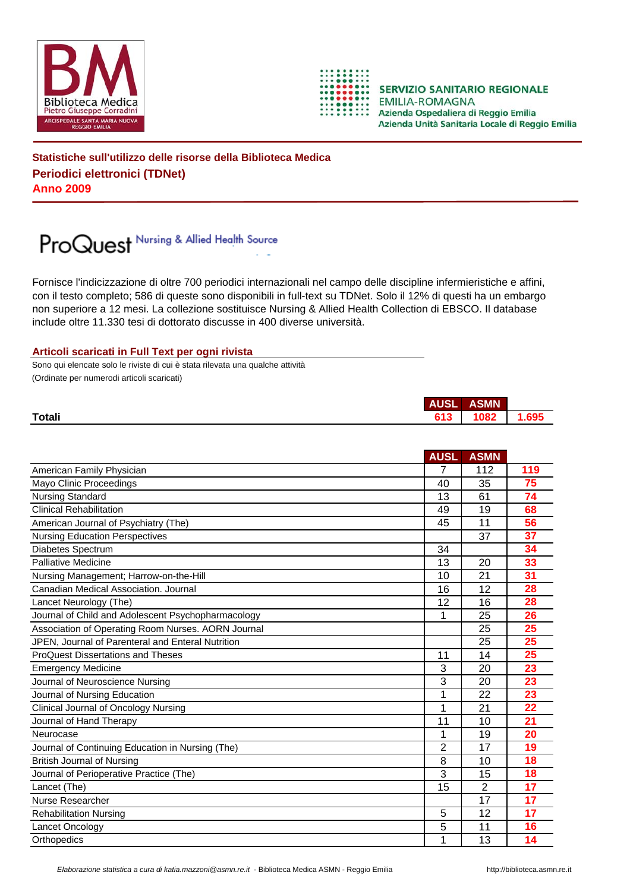Biblioteca Medica Pietro Giuseppe Corradini
ARCISPEDALE SANTA MARIA NUOVA REGGIO EMILIA

SERVIZIO SANITARIO REGIONALE
EMILIA-ROMAGNA
Azienda Ospedaliera di Reggio Emilia
Azienda Unità Sanitaria Locale di Reggio Emilia

## Statistiche sull'utilizzo delle risorse della Biblioteca Medica
## Periodici elettronici (TDNet)
## Anno 2009

### ProQuest Nursing & Allied Health Source

Fornisce l'indicizzazione di oltre 700 periodici internazionali nel campo delle discipline infermieristiche e affini, con il testo completo; 586 di queste sono disponibili in full-text su TDNet. Solo il 12% di questi ha un embargo non superiore a 12 mesi. La collezione sostituisce Nursing & Allied Health Collection di EBSCO. Il database include oltre 11.330 tesi di dottorato discusse in 400 diverse università.

#### Articoli scaricati in Full Text per ogni rivista

Sono qui elencate solo le riviste di cui è stata rilevata una qualche attività
(Ordinate per numerodi articoli scaricati)

| | AUSL | ASMN | |
|---|---|---|---|
| **Totali** | 613 | 1082 | 1.695 |

| | AUSL | ASMN | |
|---|---|---|---|
| American Family Physician | 7 | 112 | 119 |
| Mayo Clinic Proceedings | 40 | 35 | 75 |
| Nursing Standard | 13 | 61 | 74 |
| Clinical Rehabilitation | 49 | 19 | 68 |
| American Journal of Psychiatry (The) | 45 | 11 | 56 |
| Nursing Education Perspectives | | 37 | 37 |
| Diabetes Spectrum | 34 | | 34 |
| Palliative Medicine | 13 | 20 | 33 |
| Nursing Management; Harrow-on-the-Hill | 10 | 21 | 31 |
| Canadian Medical Association. Journal | 16 | 12 | 28 |
| Lancet Neurology (The) | 12 | 16 | 28 |
| Journal of Child and Adolescent Psychopharmacology | 1 | 25 | 26 |
| Association of Operating Room Nurses. AORN Journal | | 25 | 25 |
| JPEN, Journal of Parenteral and Enteral Nutrition | | 25 | 25 |
| ProQuest Dissertations and Theses | 11 | 14 | 25 |
| Emergency Medicine | 3 | 20 | 23 |
| Journal of Neuroscience Nursing | 3 | 20 | 23 |
| Journal of Nursing Education | 1 | 22 | 23 |
| Clinical Journal of Oncology Nursing | 1 | 21 | 22 |
| Journal of Hand Therapy | 11 | 10 | 21 |
| Neurocase | 1 | 19 | 20 |
| Journal of Continuing Education in Nursing (The) | 2 | 17 | 19 |
| British Journal of Nursing | 8 | 10 | 18 |
| Journal of Perioperative Practice (The) | 3 | 15 | 18 |
| Lancet (The) | 15 | 2 | 17 |
| Nurse Researcher | | 17 | 17 |
| Rehabilitation Nursing | 5 | 12 | 17 |
| Lancet Oncology | 5 | 11 | 16 |
| Orthopedics | 1 | 13 | 14 |

*Elaborazione statistica a cura di katia.mazzoni@asmn.re.it* - Biblioteca Medica ASMN - Reggio Emilia http://biblioteca.asmn.re.it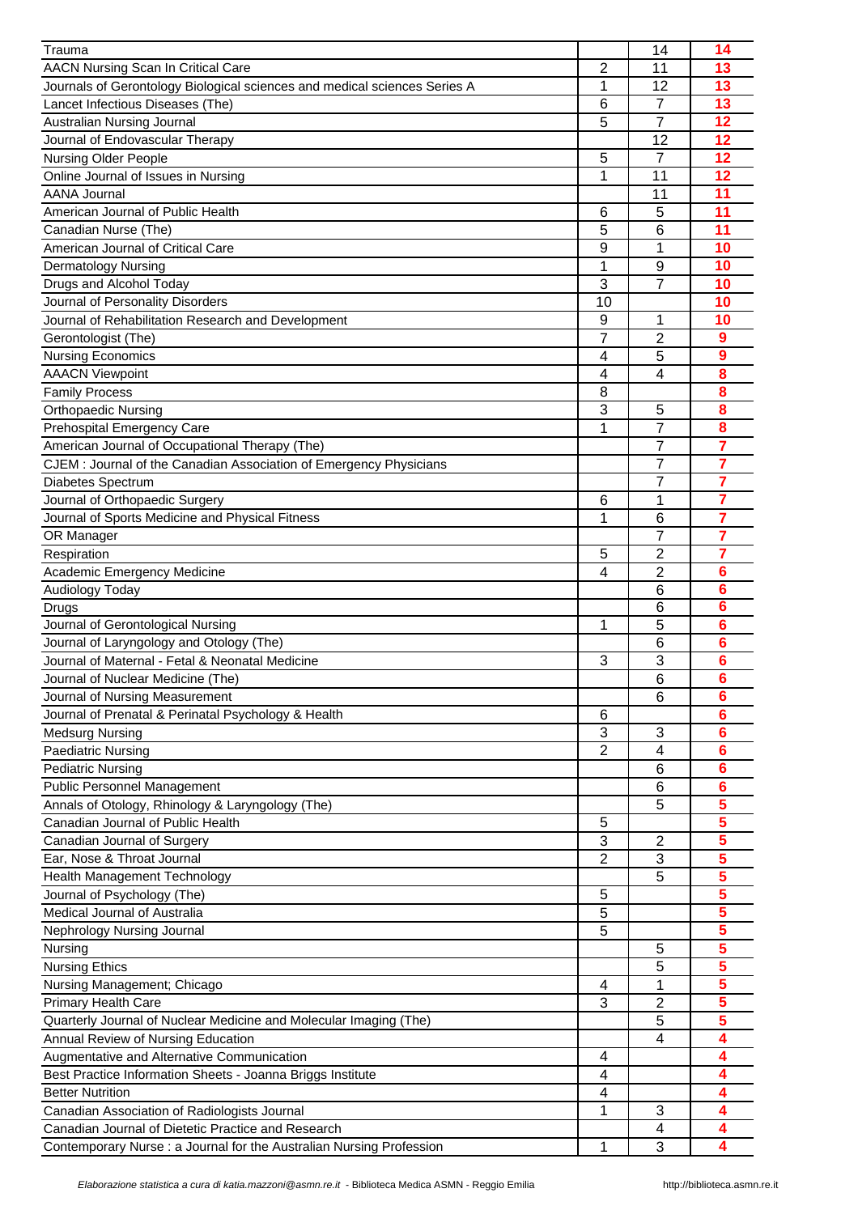| | | | |
|---|---|---|---|
| Trauma | | 14 | **14** |
| AACN Nursing Scan In Critical Care | 2 | 11 | **13** |
| Journals of Gerontology Biological sciences and medical sciences Series A | 1 | 12 | **13** |
| Lancet Infectious Diseases (The) | 6 | 7 | **13** |
| Australian Nursing Journal | 5 | 7 | **12** |
| Journal of Endovascular Therapy | | 12 | **12** |
| Nursing Older People | 5 | 7 | **12** |
| Online Journal of Issues in Nursing | 1 | 11 | **12** |
| AANA Journal | | 11 | **11** |
| American Journal of Public Health | 6 | 5 | **11** |
| Canadian Nurse (The) | 5 | 6 | **11** |
| American Journal of Critical Care | 9 | 1 | **10** |
| Dermatology Nursing | 1 | 9 | **10** |
| Drugs and Alcohol Today | 3 | 7 | **10** |
| Journal of Personality Disorders | 10 | | **10** |
| Journal of Rehabilitation Research and Development | 9 | 1 | **10** |
| Gerontologist (The) | 7 | 2 | **9** |
| Nursing Economics | 4 | 5 | **9** |
| AAACN Viewpoint | 4 | 4 | **8** |
| Family Process | 8 | | **8** |
| Orthopaedic Nursing | 3 | 5 | **8** |
| Prehospital Emergency Care | 1 | 7 | **8** |
| American Journal of Occupational Therapy (The) | | 7 | **7** |
| CJEM : Journal of the Canadian Association of Emergency Physicians | | 7 | **7** |
| Diabetes Spectrum | | 7 | **7** |
| Journal of Orthopaedic Surgery | 6 | 1 | **7** |
| Journal of Sports Medicine and Physical Fitness | 1 | 6 | **7** |
| OR Manager | | 7 | **7** |
| Respiration | 5 | 2 | **7** |
| Academic Emergency Medicine | 4 | 2 | **6** |
| Audiology Today | | 6 | **6** |
| Drugs | | 6 | **6** |
| Journal of Gerontological Nursing | 1 | 5 | **6** |
| Journal of Laryngology and Otology (The) | | 6 | **6** |
| Journal of Maternal - Fetal & Neonatal Medicine | 3 | 3 | **6** |
| Journal of Nuclear Medicine (The) | | 6 | **6** |
| Journal of Nursing Measurement | | 6 | **6** |
| Journal of Prenatal & Perinatal Psychology & Health | 6 | | **6** |
| Medsurg Nursing | 3 | 3 | **6** |
| Paediatric Nursing | 2 | 4 | **6** |
| Pediatric Nursing | | 6 | **6** |
| Public Personnel Management | | 6 | **6** |
| Annals of Otology, Rhinology & Laryngology (The) | | 5 | **5** |
| Canadian Journal of Public Health | 5 | | **5** |
| Canadian Journal of Surgery | 3 | 2 | **5** |
| Ear, Nose & Throat Journal | 2 | 3 | **5** |
| Health Management Technology | | 5 | **5** |
| Journal of Psychology (The) | 5 | | **5** |
| Medical Journal of Australia | 5 | | **5** |
| Nephrology Nursing Journal | 5 | | **5** |
| Nursing | | 5 | **5** |
| Nursing Ethics | | 5 | **5** |
| Nursing Management; Chicago | 4 | 1 | **5** |
| Primary Health Care | 3 | 2 | **5** |
| Quarterly Journal of Nuclear Medicine and Molecular Imaging (The) | | 5 | **5** |
| Annual Review of Nursing Education | | 4 | **4** |
| Augmentative and Alternative Communication | 4 | | **4** |
| Best Practice Information Sheets - Joanna Briggs Institute | 4 | | **4** |
| Better Nutrition | 4 | | **4** |
| Canadian Association of Radiologists Journal | 1 | 3 | **4** |
| Canadian Journal of Dietetic Practice and Research | | 4 | **4** |
| Contemporary Nurse : a Journal for the Australian Nursing Profession | 1 | 3 | **4** |

*Elaborazione statistica a cura di katia.mazzoni@asmn.re.it* - Biblioteca Medica ASMN - Reggio Emilia http://biblioteca.asmn.re.it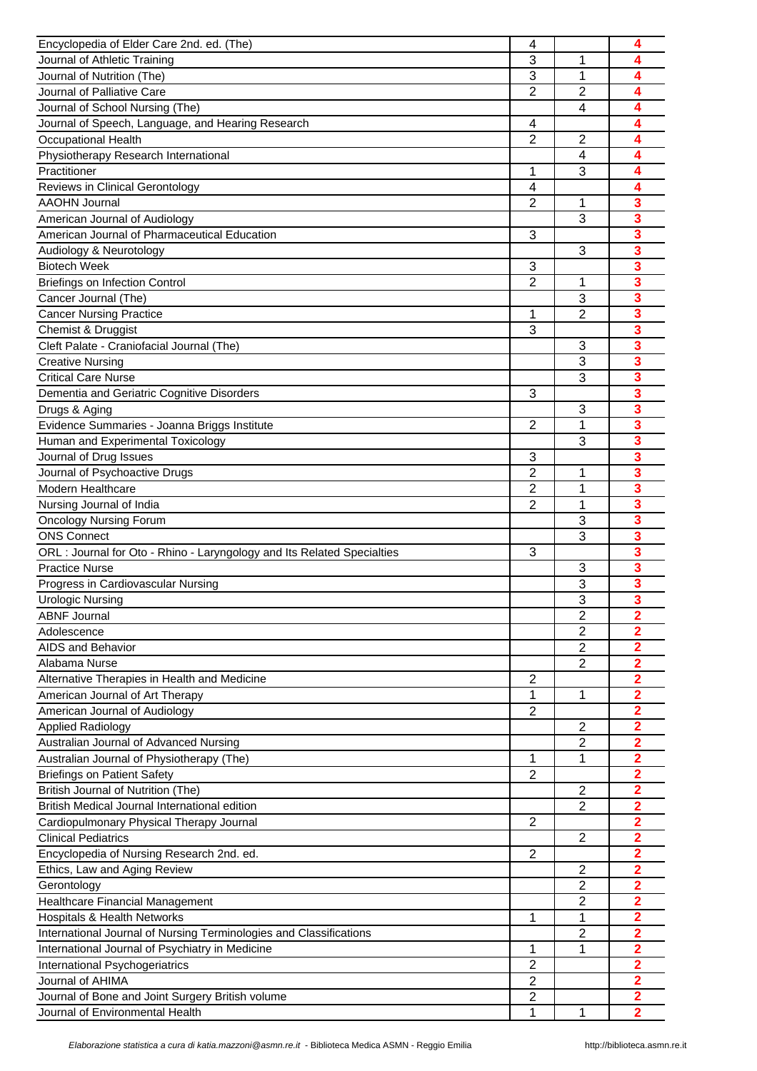| | | | |
|---|---|---|---|
| Encyclopedia of Elder Care 2nd. ed. (The) | 4 | | **4** |
| Journal of Athletic Training | 3 | 1 | **4** |
| Journal of Nutrition (The) | 3 | 1 | **4** |
| Journal of Palliative Care | 2 | 2 | **4** |
| Journal of School Nursing (The) | | 4 | **4** |
| Journal of Speech, Language, and Hearing Research | 4 | | **4** |
| Occupational Health | 2 | 2 | **4** |
| Physiotherapy Research International | | 4 | **4** |
| Practitioner | 1 | 3 | **4** |
| Reviews in Clinical Gerontology | 4 | | **4** |
| AAOHN Journal | 2 | 1 | **3** |
| American Journal of Audiology | | 3 | **3** |
| American Journal of Pharmaceutical Education | 3 | | **3** |
| Audiology & Neurotology | | 3 | **3** |
| Biotech Week | 3 | | **3** |
| Briefings on Infection Control | 2 | 1 | **3** |
| Cancer Journal (The) | | 3 | **3** |
| Cancer Nursing Practice | 1 | 2 | **3** |
| Chemist & Druggist | 3 | | **3** |
| Cleft Palate - Craniofacial Journal (The) | | 3 | **3** |
| Creative Nursing | | 3 | **3** |
| Critical Care Nurse | | 3 | **3** |
| Dementia and Geriatric Cognitive Disorders | 3 | | **3** |
| Drugs & Aging | | 3 | **3** |
| Evidence Summaries - Joanna Briggs Institute | 2 | 1 | **3** |
| Human and Experimental Toxicology | | 3 | **3** |
| Journal of Drug Issues | 3 | | **3** |
| Journal of Psychoactive Drugs | 2 | 1 | **3** |
| Modern Healthcare | 2 | 1 | **3** |
| Nursing Journal of India | 2 | 1 | **3** |
| Oncology Nursing Forum | | 3 | **3** |
| ONS Connect | | 3 | **3** |
| ORL : Journal for Oto - Rhino - Laryngology and Its Related Specialties | 3 | | **3** |
| Practice Nurse | | 3 | **3** |
| Progress in Cardiovascular Nursing | | 3 | **3** |
| Urologic Nursing | | 3 | **3** |
| ABNF Journal | | 2 | **2** |
| Adolescence | | 2 | **2** |
| AIDS and Behavior | | 2 | **2** |
| Alabama Nurse | | 2 | **2** |
| Alternative Therapies in Health and Medicine | 2 | | **2** |
| American Journal of Art Therapy | 1 | 1 | **2** |
| American Journal of Audiology | 2 | | **2** |
| Applied Radiology | | 2 | **2** |
| Australian Journal of Advanced Nursing | | 2 | **2** |
| Australian Journal of Physiotherapy (The) | 1 | 1 | **2** |
| Briefings on Patient Safety | 2 | | **2** |
| British Journal of Nutrition (The) | | 2 | **2** |
| British Medical Journal International edition | | 2 | **2** |
| Cardiopulmonary Physical Therapy Journal | 2 | | **2** |
| Clinical Pediatrics | | 2 | **2** |
| Encyclopedia of Nursing Research 2nd. ed. | 2 | | **2** |
| Ethics, Law and Aging Review | | 2 | **2** |
| Gerontology | | 2 | **2** |
| Healthcare Financial Management | | 2 | **2** |
| Hospitals & Health Networks | 1 | 1 | **2** |
| International Journal of Nursing Terminologies and Classifications | | 2 | **2** |
| International Journal of Psychiatry in Medicine | 1 | 1 | **2** |
| International Psychogeriatrics | 2 | | **2** |
| Journal of AHIMA | 2 | | **2** |
| Journal of Bone and Joint Surgery British volume | 2 | | **2** |
| Journal of Environmental Health | 1 | 1 | **2** |

*Elaborazione statistica a cura di katia.mazzoni@asmn.re.it* - Biblioteca Medica ASMN - Reggio Emilia http://biblioteca.asmn.re.it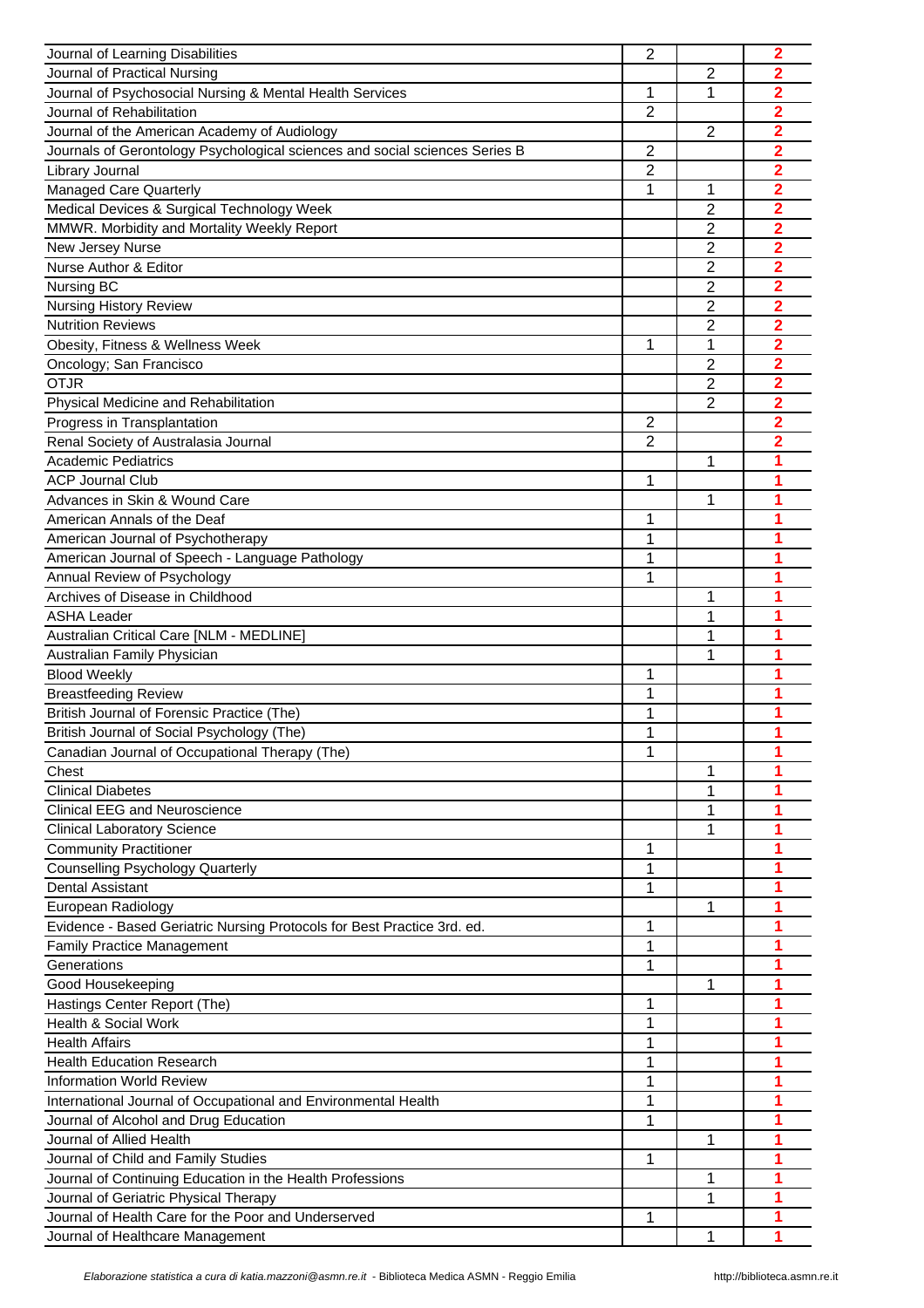| | | | |
|---|---|---|---|
| Journal of Learning Disabilities | 2 | | **2** |
| Journal of Practical Nursing | | 2 | **2** |
| Journal of Psychosocial Nursing & Mental Health Services | 1 | 1 | **2** |
| Journal of Rehabilitation | 2 | | **2** |
| Journal of the American Academy of Audiology | | 2 | **2** |
| Journals of Gerontology Psychological sciences and social sciences Series B | 2 | | **2** |
| Library Journal | 2 | | **2** |
| Managed Care Quarterly | 1 | 1 | **2** |
| Medical Devices & Surgical Technology Week | | 2 | **2** |
| MMWR. Morbidity and Mortality Weekly Report | | 2 | **2** |
| New Jersey Nurse | | 2 | **2** |
| Nurse Author & Editor | | 2 | **2** |
| Nursing BC | | 2 | **2** |
| Nursing History Review | | 2 | **2** |
| Nutrition Reviews | | 2 | **2** |
| Obesity, Fitness & Wellness Week | 1 | 1 | **2** |
| Oncology; San Francisco | | 2 | **2** |
| OTJR | | 2 | **2** |
| Physical Medicine and Rehabilitation | | 2 | **2** |
| Progress in Transplantation | 2 | | **2** |
| Renal Society of Australasia Journal | 2 | | **2** |
| Academic Pediatrics | | 1 | **1** |
| ACP Journal Club | 1 | | **1** |
| Advances in Skin & Wound Care | | 1 | **1** |
| American Annals of the Deaf | 1 | | **1** |
| American Journal of Psychotherapy | 1 | | **1** |
| American Journal of Speech - Language Pathology | 1 | | **1** |
| Annual Review of Psychology | 1 | | **1** |
| Archives of Disease in Childhood | | 1 | **1** |
| ASHA Leader | | 1 | **1** |
| Australian Critical Care [NLM - MEDLINE] | | 1 | **1** |
| Australian Family Physician | | 1 | **1** |
| Blood Weekly | 1 | | **1** |
| Breastfeeding Review | 1 | | **1** |
| British Journal of Forensic Practice (The) | 1 | | **1** |
| British Journal of Social Psychology (The) | 1 | | **1** |
| Canadian Journal of Occupational Therapy (The) | 1 | | **1** |
| Chest | | 1 | **1** |
| Clinical Diabetes | | 1 | **1** |
| Clinical EEG and Neuroscience | | 1 | **1** |
| Clinical Laboratory Science | | 1 | **1** |
| Community Practitioner | 1 | | **1** |
| Counselling Psychology Quarterly | 1 | | **1** |
| Dental Assistant | 1 | | **1** |
| European Radiology | | 1 | **1** |
| Evidence - Based Geriatric Nursing Protocols for Best Practice 3rd. ed. | 1 | | **1** |
| Family Practice Management | 1 | | **1** |
| Generations | 1 | | **1** |
| Good Housekeeping | | 1 | **1** |
| Hastings Center Report (The) | 1 | | **1** |
| Health & Social Work | 1 | | **1** |
| Health Affairs | 1 | | **1** |
| Health Education Research | 1 | | **1** |
| Information World Review | 1 | | **1** |
| International Journal of Occupational and Environmental Health | 1 | | **1** |
| Journal of Alcohol and Drug Education | 1 | | **1** |
| Journal of Allied Health | | 1 | **1** |
| Journal of Child and Family Studies | 1 | | **1** |
| Journal of Continuing Education in the Health Professions | | 1 | **1** |
| Journal of Geriatric Physical Therapy | | 1 | **1** |
| Journal of Health Care for the Poor and Underserved | 1 | | **1** |
| Journal of Healthcare Management | | 1 | **1** |

*Elaborazione statistica a cura di katia.mazzoni@asmn.re.it* - Biblioteca Medica ASMN - Reggio Emilia http://biblioteca.asmn.re.it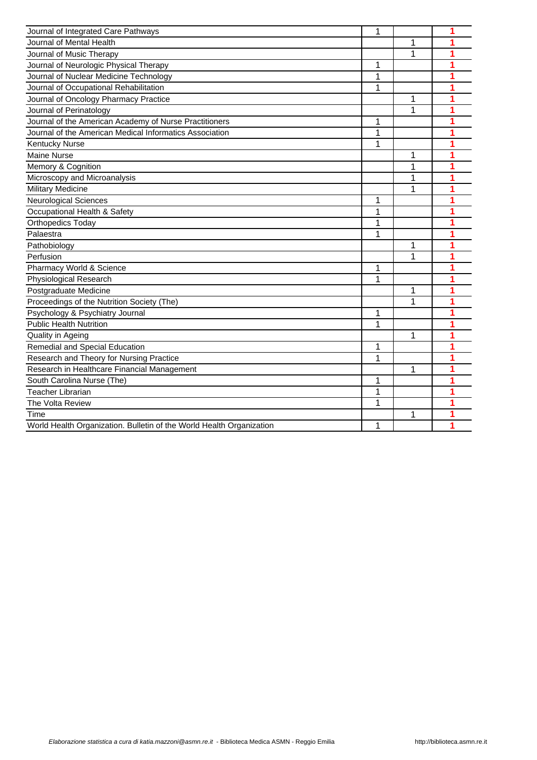| | | | |
|---|---|---|---|
| Journal of Integrated Care Pathways | 1 | | 1 |
| Journal of Mental Health | | 1 | 1 |
| Journal of Music Therapy | | 1 | 1 |
| Journal of Neurologic Physical Therapy | 1 | | 1 |
| Journal of Nuclear Medicine Technology | 1 | | 1 |
| Journal of Occupational Rehabilitation | 1 | | 1 |
| Journal of Oncology Pharmacy Practice | | 1 | 1 |
| Journal of Perinatology | | 1 | 1 |
| Journal of the American Academy of Nurse Practitioners | 1 | | 1 |
| Journal of the American Medical Informatics Association | 1 | | 1 |
| Kentucky Nurse | 1 | | 1 |
| Maine Nurse | | 1 | 1 |
| Memory & Cognition | | 1 | 1 |
| Microscopy and Microanalysis | | 1 | 1 |
| Military Medicine | | 1 | 1 |
| Neurological Sciences | 1 | | 1 |
| Occupational Health & Safety | 1 | | 1 |
| Orthopedics Today | 1 | | 1 |
| Palaestra | 1 | | 1 |
| Pathobiology | | 1 | 1 |
| Perfusion | | 1 | 1 |
| Pharmacy World & Science | 1 | | 1 |
| Physiological Research | 1 | | 1 |
| Postgraduate Medicine | | 1 | 1 |
| Proceedings of the Nutrition Society (The) | | 1 | 1 |
| Psychology & Psychiatry Journal | 1 | | 1 |
| Public Health Nutrition | 1 | | 1 |
| Quality in Ageing | | 1 | 1 |
| Remedial and Special Education | 1 | | 1 |
| Research and Theory for Nursing Practice | 1 | | 1 |
| Research in Healthcare Financial Management | | 1 | 1 |
| South Carolina Nurse (The) | 1 | | 1 |
| Teacher Librarian | 1 | | 1 |
| The Volta Review | 1 | | 1 |
| Time | | 1 | 1 |
| World Health Organization. Bulletin of the World Health Organization | 1 | | 1 |

*Elaborazione statistica a cura di katia.mazzoni@asmn.re.it* - Biblioteca Medica ASMN - Reggio Emilia http://biblioteca.asmn.re.it